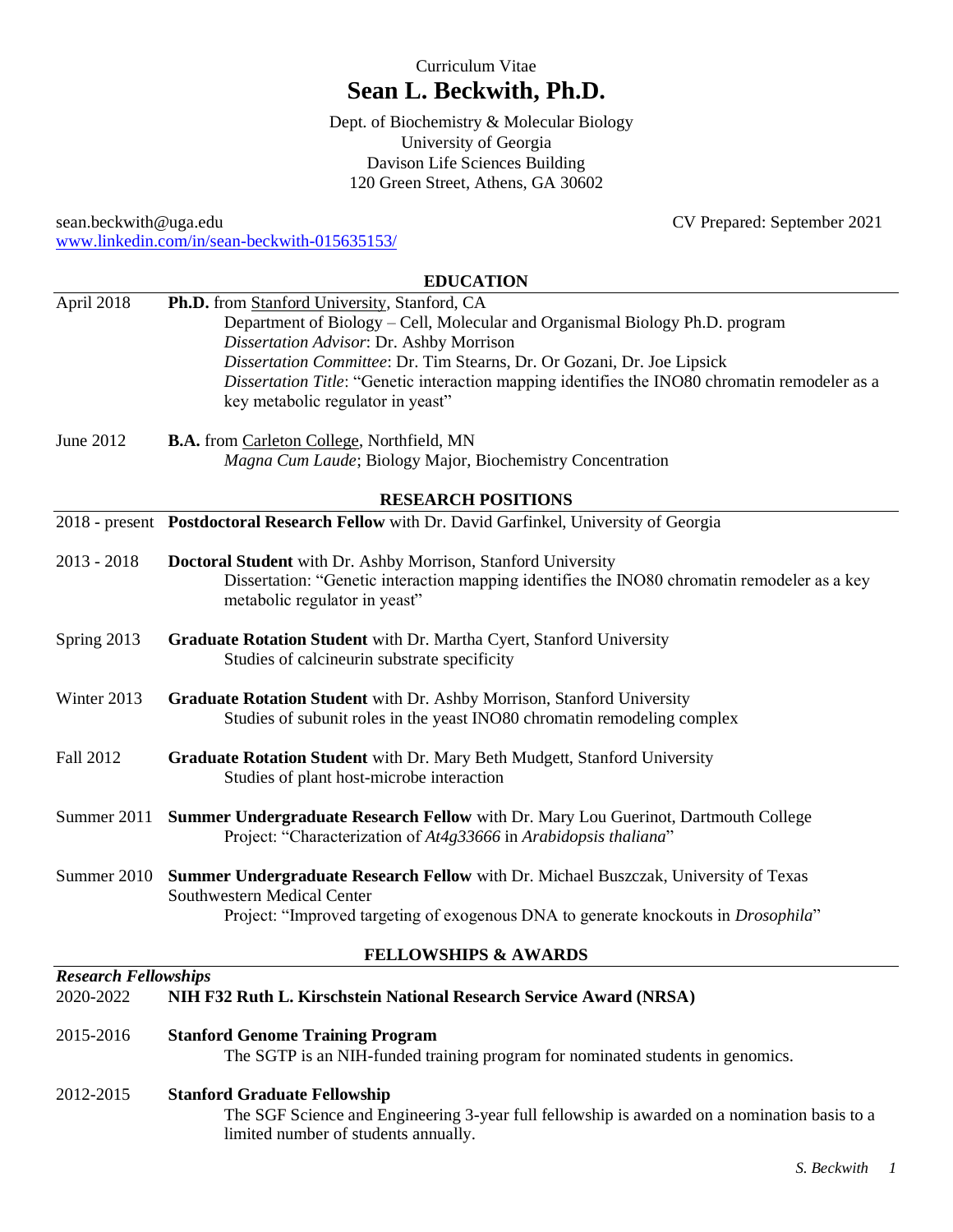Curriculum Vitae

# Sean L. Beckwith, Ph.D.

Dept. of Biochemistry & Molecular Biology
University of Georgia
Davison Life Sciences Building
120 Green Street, Athens, GA 30602

sean.beckwith@uga.edu
www.linkedin.com/in/sean-beckwith-015635153/

CV Prepared: September 2021

## EDUCATION

**April 2018** — **Ph.D.** from Stanford University, Stanford, CA
Department of Biology – Cell, Molecular and Organismal Biology Ph.D. program
*Dissertation Advisor*: Dr. Ashby Morrison
*Dissertation Committee*: Dr. Tim Stearns, Dr. Or Gozani, Dr. Joe Lipsick
*Dissertation Title*: "Genetic interaction mapping identifies the INO80 chromatin remodeler as a key metabolic regulator in yeast"

**June 2012** — **B.A.** from Carleton College, Northfield, MN
*Magna Cum Laude*; Biology Major, Biochemistry Concentration

## RESEARCH POSITIONS

**2018 - present** — **Postdoctoral Research Fellow** with Dr. David Garfinkel, University of Georgia

**2013 - 2018** — **Doctoral Student** with Dr. Ashby Morrison, Stanford University
Dissertation: "Genetic interaction mapping identifies the INO80 chromatin remodeler as a key metabolic regulator in yeast"

**Spring 2013** — **Graduate Rotation Student** with Dr. Martha Cyert, Stanford University
Studies of calcineurin substrate specificity

**Winter 2013** — **Graduate Rotation Student** with Dr. Ashby Morrison, Stanford University
Studies of subunit roles in the yeast INO80 chromatin remodeling complex

**Fall 2012** — **Graduate Rotation Student** with Dr. Mary Beth Mudgett, Stanford University
Studies of plant host-microbe interaction

**Summer 2011** — **Summer Undergraduate Research Fellow** with Dr. Mary Lou Guerinot, Dartmouth College
Project: "Characterization of *At4g33666* in *Arabidopsis thaliana*"

**Summer 2010** — **Summer Undergraduate Research Fellow** with Dr. Michael Buszczak, University of Texas Southwestern Medical Center
Project: "Improved targeting of exogenous DNA to generate knockouts in *Drosophila*"

## FELLOWSHIPS & AWARDS

### *Research Fellowships*

**2020-2022** — **NIH F32 Ruth L. Kirschstein National Research Service Award (NRSA)**

**2015-2016** — **Stanford Genome Training Program**
The SGTP is an NIH-funded training program for nominated students in genomics.

**2012-2015** — **Stanford Graduate Fellowship**
The SGF Science and Engineering 3-year full fellowship is awarded on a nomination basis to a limited number of students annually.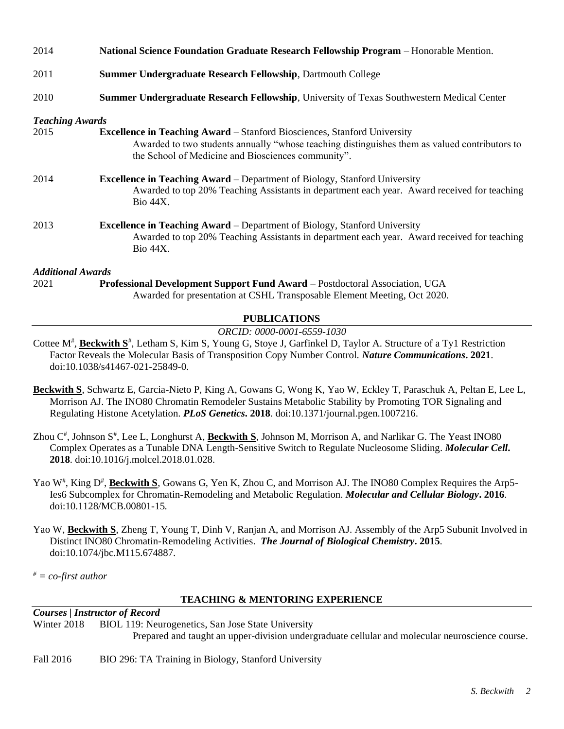2014 **National Science Foundation Graduate Research Fellowship Program** – Honorable Mention.

2011 **Summer Undergraduate Research Fellowship**, Dartmouth College

2010 **Summer Undergraduate Research Fellowship**, University of Texas Southwestern Medical Center

***Teaching Awards***

2015 **Excellence in Teaching Award** – Stanford Biosciences, Stanford University
Awarded to two students annually "whose teaching distinguishes them as valued contributors to the School of Medicine and Biosciences community".

2014 **Excellence in Teaching Award** – Department of Biology, Stanford University
Awarded to top 20% Teaching Assistants in department each year. Award received for teaching Bio 44X.

2013 **Excellence in Teaching Award** – Department of Biology, Stanford University
Awarded to top 20% Teaching Assistants in department each year. Award received for teaching Bio 44X.

***Additional Awards***

2021 **Professional Development Support Fund Award** – Postdoctoral Association, UGA
Awarded for presentation at CSHL Transposable Element Meeting, Oct 2020.

## PUBLICATIONS

*ORCID: 0000-0001-6559-1030*

Cottee M[#], **Beckwith S**[#], Letham S, Kim S, Young G, Stoye J, Garfinkel D, Taylor A. Structure of a Ty1 Restriction Factor Reveals the Molecular Basis of Transposition Copy Number Control. ***Nature Communications*. 2021**. doi:10.1038/s41467-021-25849-0.

**Beckwith S**, Schwartz E, Garcia-Nieto P, King A, Gowans G, Wong K, Yao W, Eckley T, Paraschuk A, Peltan E, Lee L, Morrison AJ. The INO80 Chromatin Remodeler Sustains Metabolic Stability by Promoting TOR Signaling and Regulating Histone Acetylation. ***PLoS Genetics*. 2018**. doi:10.1371/journal.pgen.1007216.

Zhou C[#], Johnson S[#], Lee L, Longhurst A, **Beckwith S**, Johnson M, Morrison A, and Narlikar G. The Yeast INO80 Complex Operates as a Tunable DNA Length-Sensitive Switch to Regulate Nucleosome Sliding. ***Molecular Cell*. 2018**. doi:10.1016/j.molcel.2018.01.028.

Yao W[#], King D[#], **Beckwith S**, Gowans G, Yen K, Zhou C, and Morrison AJ. The INO80 Complex Requires the Arp5-Ies6 Subcomplex for Chromatin-Remodeling and Metabolic Regulation. ***Molecular and Cellular Biology*. 2016**. doi:10.1128/MCB.00801-15.

Yao W, **Beckwith S**, Zheng T, Young T, Dinh V, Ranjan A, and Morrison AJ. Assembly of the Arp5 Subunit Involved in Distinct INO80 Chromatin-Remodeling Activities. ***The Journal of Biological Chemistry*. 2015**. doi:10.1074/jbc.M115.674887.

*[#] = co-first author*

## TEACHING & MENTORING EXPERIENCE

***Courses | Instructor of Record***

Winter 2018 BIOL 119: Neurogenetics, San Jose State University
Prepared and taught an upper-division undergraduate cellular and molecular neuroscience course.

Fall 2016 BIO 296: TA Training in Biology, Stanford University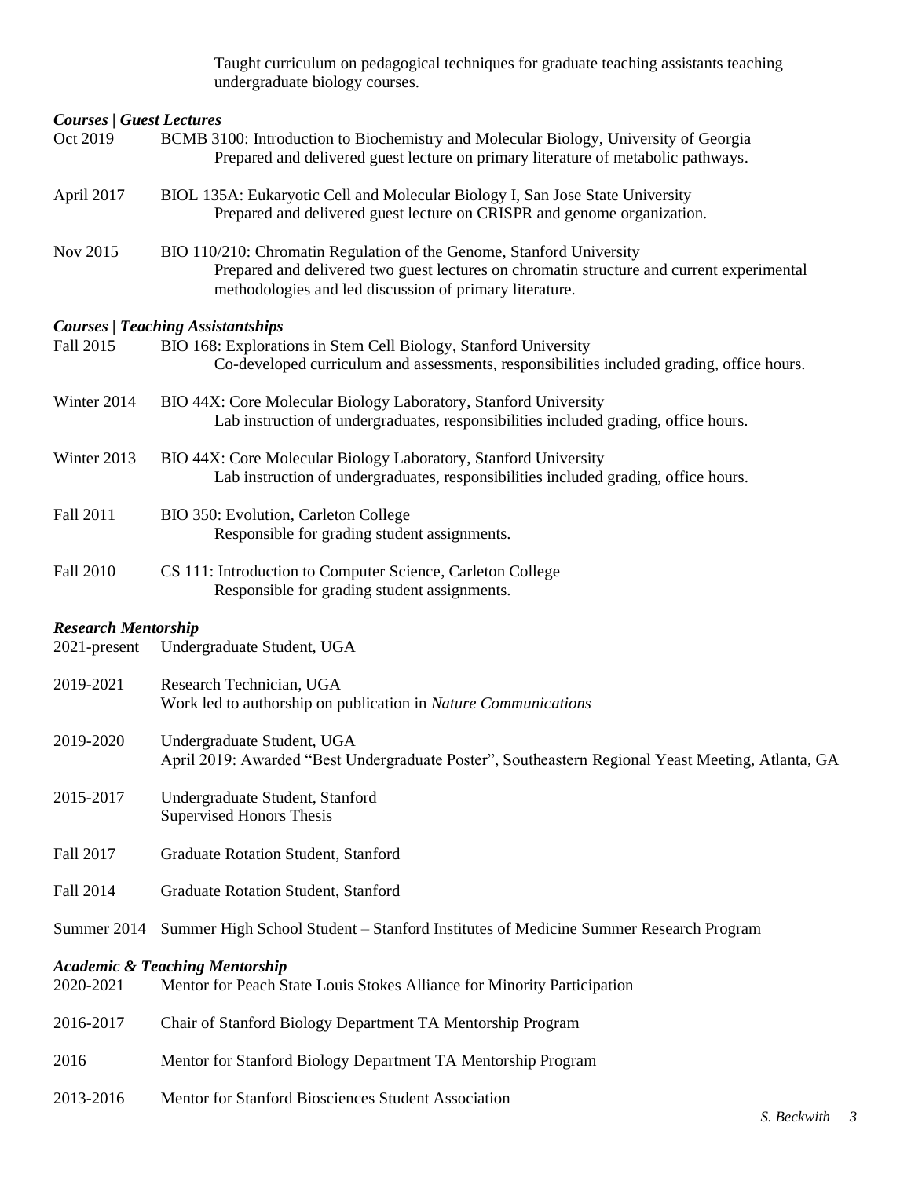Taught curriculum on pedagogical techniques for graduate teaching assistants teaching undergraduate biology courses.

### *Courses | Guest Lectures*

Oct 2019 — BCMB 3100: Introduction to Biochemistry and Molecular Biology, University of Georgia
Prepared and delivered guest lecture on primary literature of metabolic pathways.

April 2017 — BIOL 135A: Eukaryotic Cell and Molecular Biology I, San Jose State University
Prepared and delivered guest lecture on CRISPR and genome organization.

Nov 2015 — BIO 110/210: Chromatin Regulation of the Genome, Stanford University
Prepared and delivered two guest lectures on chromatin structure and current experimental methodologies and led discussion of primary literature.

### *Courses | Teaching Assistantships*

Fall 2015 — BIO 168: Explorations in Stem Cell Biology, Stanford University
Co-developed curriculum and assessments, responsibilities included grading, office hours.

Winter 2014 — BIO 44X: Core Molecular Biology Laboratory, Stanford University
Lab instruction of undergraduates, responsibilities included grading, office hours.

Winter 2013 — BIO 44X: Core Molecular Biology Laboratory, Stanford University
Lab instruction of undergraduates, responsibilities included grading, office hours.

Fall 2011 — BIO 350: Evolution, Carleton College
Responsible for grading student assignments.

Fall 2010 — CS 111: Introduction to Computer Science, Carleton College
Responsible for grading student assignments.

### *Research Mentorship*

2021-present — Undergraduate Student, UGA

2019-2021 — Research Technician, UGA
Work led to authorship on publication in *Nature Communications*

2019-2020 — Undergraduate Student, UGA
April 2019: Awarded "Best Undergraduate Poster", Southeastern Regional Yeast Meeting, Atlanta, GA

2015-2017 — Undergraduate Student, Stanford
Supervised Honors Thesis

Fall 2017 — Graduate Rotation Student, Stanford

Fall 2014 — Graduate Rotation Student, Stanford

Summer 2014 — Summer High School Student – Stanford Institutes of Medicine Summer Research Program

### *Academic & Teaching Mentorship*

2020-2021 — Mentor for Peach State Louis Stokes Alliance for Minority Participation

2016-2017 — Chair of Stanford Biology Department TA Mentorship Program

2016 — Mentor for Stanford Biology Department TA Mentorship Program

2013-2016 — Mentor for Stanford Biosciences Student Association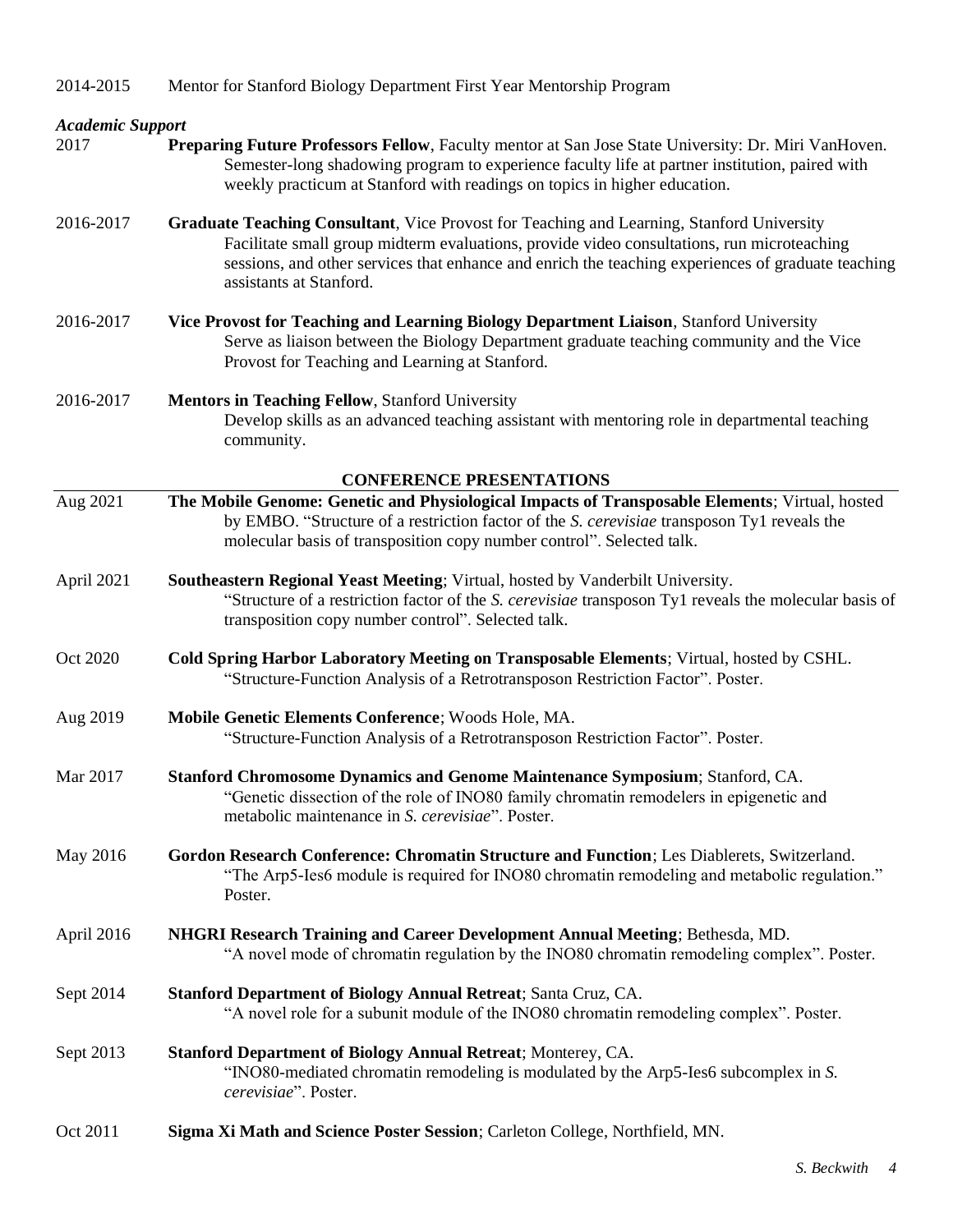2014-2015 Mentor for Stanford Biology Department First Year Mentorship Program

***Academic Support***

2017 **Preparing Future Professors Fellow**, Faculty mentor at San Jose State University: Dr. Miri VanHoven.
Semester-long shadowing program to experience faculty life at partner institution, paired with weekly practicum at Stanford with readings on topics in higher education.

2016-2017 **Graduate Teaching Consultant**, Vice Provost for Teaching and Learning, Stanford University
Facilitate small group midterm evaluations, provide video consultations, run microteaching sessions, and other services that enhance and enrich the teaching experiences of graduate teaching assistants at Stanford.

2016-2017 **Vice Provost for Teaching and Learning Biology Department Liaison**, Stanford University
Serve as liaison between the Biology Department graduate teaching community and the Vice Provost for Teaching and Learning at Stanford.

2016-2017 **Mentors in Teaching Fellow**, Stanford University
Develop skills as an advanced teaching assistant with mentoring role in departmental teaching community.

## CONFERENCE PRESENTATIONS

Aug 2021 **The Mobile Genome: Genetic and Physiological Impacts of Transposable Elements**; Virtual, hosted by EMBO. "Structure of a restriction factor of the *S. cerevisiae* transposon Ty1 reveals the molecular basis of transposition copy number control". Selected talk.

April 2021 **Southeastern Regional Yeast Meeting**; Virtual, hosted by Vanderbilt University.
"Structure of a restriction factor of the *S. cerevisiae* transposon Ty1 reveals the molecular basis of transposition copy number control". Selected talk.

Oct 2020 **Cold Spring Harbor Laboratory Meeting on Transposable Elements**; Virtual, hosted by CSHL.
"Structure-Function Analysis of a Retrotransposon Restriction Factor". Poster.

Aug 2019 **Mobile Genetic Elements Conference**; Woods Hole, MA.
"Structure-Function Analysis of a Retrotransposon Restriction Factor". Poster.

Mar 2017 **Stanford Chromosome Dynamics and Genome Maintenance Symposium**; Stanford, CA.
"Genetic dissection of the role of INO80 family chromatin remodelers in epigenetic and metabolic maintenance in *S. cerevisiae*". Poster.

May 2016 **Gordon Research Conference: Chromatin Structure and Function**; Les Diablerets, Switzerland.
"The Arp5-Ies6 module is required for INO80 chromatin remodeling and metabolic regulation." Poster.

April 2016 **NHGRI Research Training and Career Development Annual Meeting**; Bethesda, MD.
"A novel mode of chromatin regulation by the INO80 chromatin remodeling complex". Poster.

Sept 2014 **Stanford Department of Biology Annual Retreat**; Santa Cruz, CA.
"A novel role for a subunit module of the INO80 chromatin remodeling complex". Poster.

Sept 2013 **Stanford Department of Biology Annual Retreat**; Monterey, CA.
"INO80-mediated chromatin remodeling is modulated by the Arp5-Ies6 subcomplex in *S. cerevisiae*". Poster.

Oct 2011 **Sigma Xi Math and Science Poster Session**; Carleton College, Northfield, MN.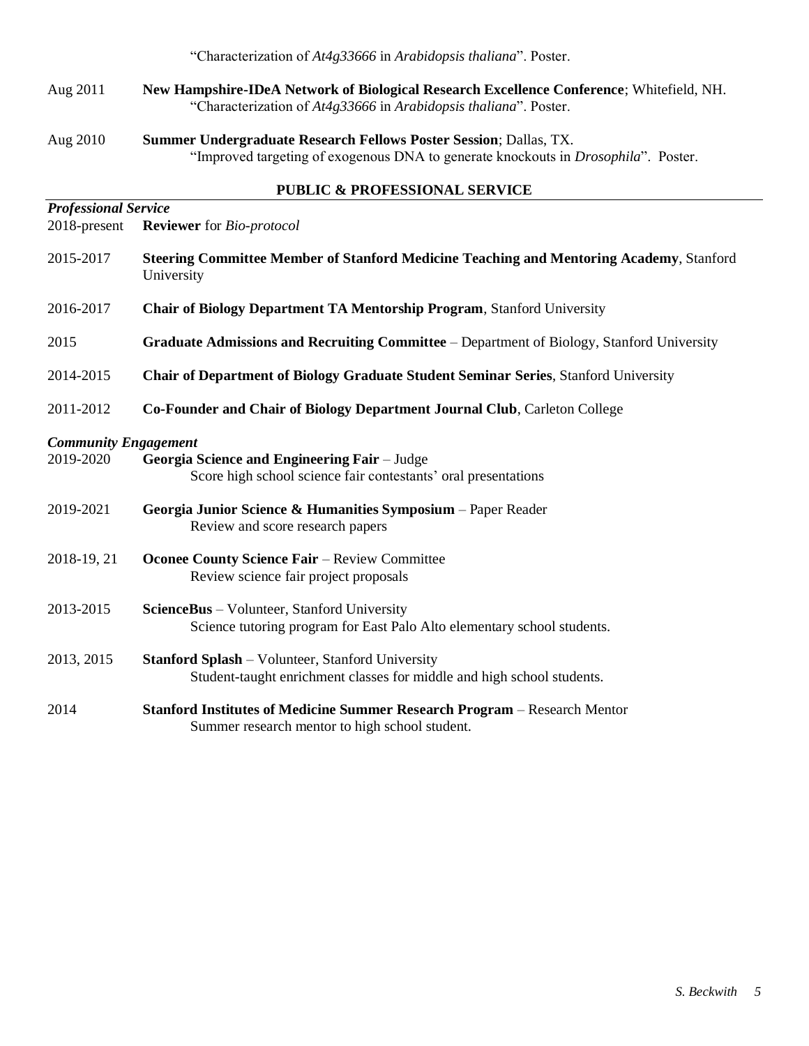"Characterization of *At4g33666* in *Arabidopsis thaliana*". Poster.

Aug 2011 **New Hampshire-IDeA Network of Biological Research Excellence Conference**; Whitefield, NH.
"Characterization of *At4g33666* in *Arabidopsis thaliana*". Poster.

Aug 2010 **Summer Undergraduate Research Fellows Poster Session**; Dallas, TX.
"Improved targeting of exogenous DNA to generate knockouts in *Drosophila*". Poster.

## PUBLIC & PROFESSIONAL SERVICE

### *Professional Service*

2018-present **Reviewer** for *Bio-protocol*

2015-2017 **Steering Committee Member of Stanford Medicine Teaching and Mentoring Academy**, Stanford University

2016-2017 **Chair of Biology Department TA Mentorship Program**, Stanford University

2015 **Graduate Admissions and Recruiting Committee** – Department of Biology, Stanford University

2014-2015 **Chair of Department of Biology Graduate Student Seminar Series**, Stanford University

2011-2012 **Co-Founder and Chair of Biology Department Journal Club**, Carleton College

### *Community Engagement*

2019-2020 **Georgia Science and Engineering Fair** – Judge
Score high school science fair contestants' oral presentations

2019-2021 **Georgia Junior Science & Humanities Symposium** – Paper Reader
Review and score research papers

2018-19, 21 **Oconee County Science Fair** – Review Committee
Review science fair project proposals

2013-2015 **ScienceBus** – Volunteer, Stanford University
Science tutoring program for East Palo Alto elementary school students.

2013, 2015 **Stanford Splash** – Volunteer, Stanford University
Student-taught enrichment classes for middle and high school students.

2014 **Stanford Institutes of Medicine Summer Research Program** – Research Mentor
Summer research mentor to high school student.